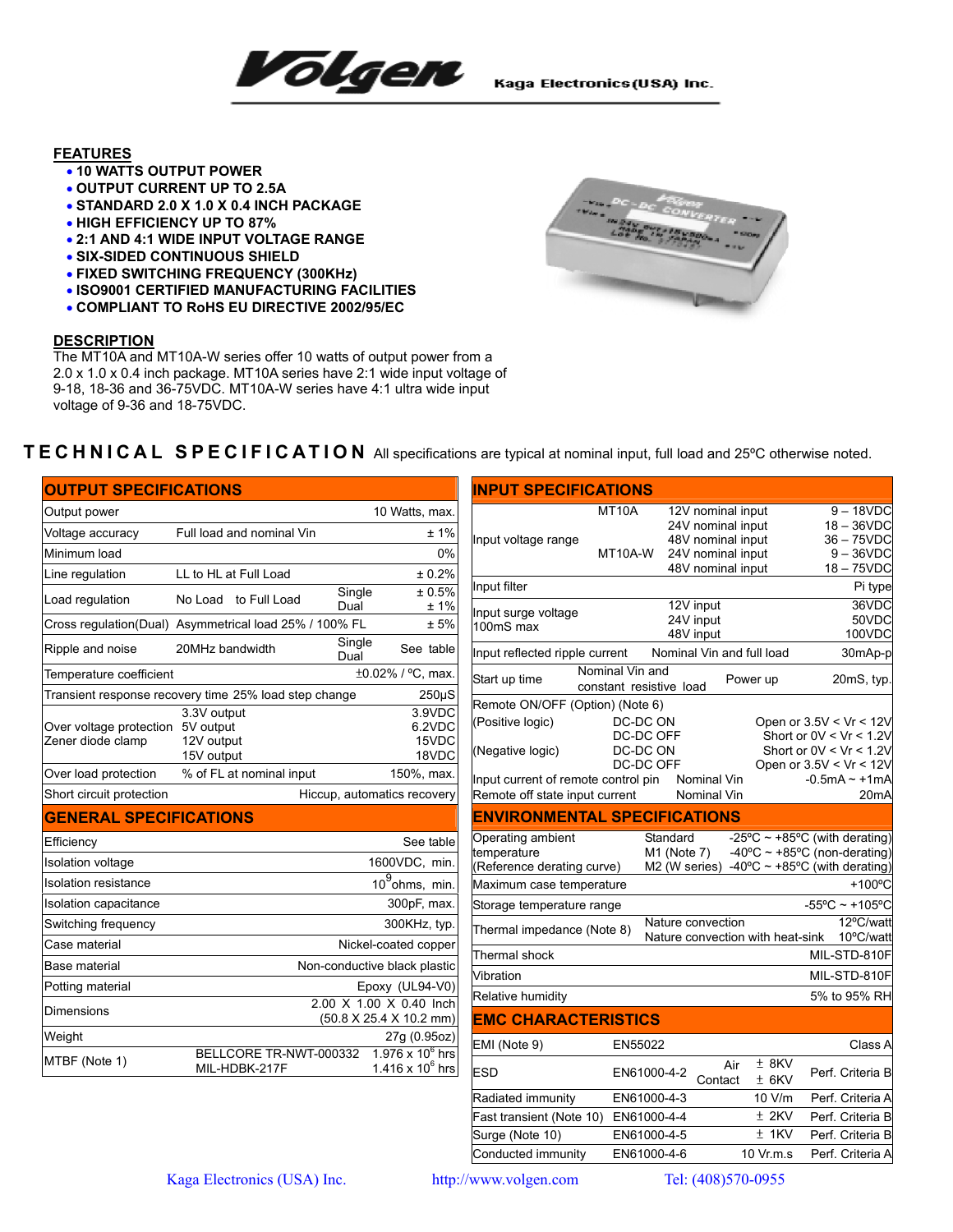Volgen — Kaga Electronics (USA) Inc.

## FEATURES

- 10 WATTS OUTPUT POWER
- OUTPUT CURRENT UP TO 2.5A
- STANDARD 2.0 X 1.0 X 0.4 INCH PACKAGE
- HIGH EFFICIENCY UP TO 87%
- 2:1 AND 4:1 WIDE INPUT VOLTAGE RANGE
- SIX-SIDED CONTINUOUS SHIELD
- FIXED SWITCHING FREQUENCY (300KHz)
- ISO9001 CERTIFIED MANUFACTURING FACILITIES
- COMPLIANT TO RoHS EU DIRECTIVE 2002/95/EC

## DESCRIPTION

The MT10A and MT10A-W series offer 10 watts of output power from a 2.0 x 1.0 x 0.4 inch package. MT10A series have 2:1 wide input voltage of 9-18, 18-36 and 36-75VDC. MT10A-W series have 4:1 ultra wide input voltage of 9-36 and 18-75VDC.

## TECHNICAL SPECIFICATION

All specifications are typical at nominal input, full load and 25ºC otherwise noted.

### OUTPUT SPECIFICATIONS

| Parameter | Condition | | Value |
|---|---|---|---|
| Output power | | | 10 Watts, max. |
| Voltage accuracy | Full load and nominal Vin | | ± 1% |
| Minimum load | | | 0% |
| Line regulation | LL to HL at Full Load | | ± 0.2% |
| Load regulation | No Load to Full Load | Single<br>Dual | ± 0.5%<br>± 1% |
| Cross regulation(Dual) | Asymmetrical load 25% / 100% FL | | ± 5% |
| Ripple and noise | 20MHz bandwidth | Single<br>Dual | See table |
| Temperature coefficient | | | ±0.02% / ºC, max. |
| Transient response recovery time 25% load step change | | | 250μS |
| Over voltage protection Zener diode clamp | 3.3V output<br>5V output<br>12V output<br>15V output | | 3.9VDC<br>6.2VDC<br>15VDC<br>18VDC |
| Over load protection | % of FL at nominal input | | 150%, max. |
| Short circuit protection | | | Hiccup, automatics recovery |

### GENERAL SPECIFICATIONS

| Parameter | Condition | Value |
|---|---|---|
| Efficiency | | See table |
| Isolation voltage | | 1600VDC, min. |
| Isolation resistance | | $10^9$ ohms, min. |
| Isolation capacitance | | 300pF, max. |
| Switching frequency | | 300KHz, typ. |
| Case material | | Nickel-coated copper |
| Base material | | Non-conductive black plastic |
| Potting material | | Epoxy (UL94-V0) |
| Dimensions | | 2.00 X 1.00 X 0.40 Inch<br>(50.8 X 25.4 X 10.2 mm) |
| Weight | | 27g (0.95oz) |
| MTBF (Note 1) | BELLCORE TR-NWT-000332<br>MIL-HDBK-217F | $1.976 \times 10^6$ hrs<br>$1.416 \times 10^6$ hrs |

### INPUT SPECIFICATIONS

| Parameter | | Condition | Value |
|---|---|---|---|
| Input voltage range | MT10A<br><br><br>MT10A-W | 12V nominal input<br>24V nominal input<br>48V nominal input<br>24V nominal input<br>48V nominal input | 9 – 18VDC<br>18 – 36VDC<br>36 – 75VDC<br>9 – 36VDC<br>18 – 75VDC |
| Input filter | | | Pi type |
| Input surge voltage 100mS max | | 12V input<br>24V input<br>48V input | 36VDC<br>50VDC<br>100VDC |
| Input reflected ripple current | | Nominal Vin and full load | 30mAp-p |
| Start up time | Nominal Vin and constant resistive load | Power up | 20mS, typ. |
| Remote ON/OFF (Option) (Note 6) | | | |
| (Positive logic) | DC-DC ON<br>DC-DC OFF | | Open or 3.5V < Vr < 12V<br>Short or 0V < Vr < 1.2V |
| (Negative logic) | DC-DC ON<br>DC-DC OFF | | Short or 0V < Vr < 1.2V<br>Open or 3.5V < Vr < 12V |
| Input current of remote control pin | | Nominal Vin | -0.5mA ~ +1mA |
| Remote off state input current | | Nominal Vin | 20mA |

### ENVIRONMENTAL SPECIFICATIONS

| Parameter | Condition | Value |
|---|---|---|
| Operating ambient temperature (Reference derating curve) | Standard<br>M1 (Note 7)<br>M2 (W series) | -25ºC ~ +85ºC (with derating)<br>-40ºC ~ +85ºC (non-derating)<br>-40ºC ~ +85ºC (with derating) |
| Maximum case temperature | | +100ºC |
| Storage temperature range | | -55ºC ~ +105ºC |
| Thermal impedance (Note 8) | Nature convection<br>Nature convection with heat-sink | 12ºC/watt<br>10ºC/watt |
| Thermal shock | | MIL-STD-810F |
| Vibration | | MIL-STD-810F |
| Relative humidity | | 5% to 95% RH |

### EMC CHARACTERISTICS

| Parameter | Standard | Level | Criteria |
|---|---|---|---|
| EMI (Note 9) | EN55022 | | Class A |
| ESD | EN61000-4-2 | Air ± 8KV<br>Contact ± 6KV | Perf. Criteria B |
| Radiated immunity | EN61000-4-3 | 10 V/m | Perf. Criteria A |
| Fast transient (Note 10) | EN61000-4-4 | ± 2KV | Perf. Criteria B |
| Surge (Note 10) | EN61000-4-5 | ± 1KV | Perf. Criteria B |
| Conducted immunity | EN61000-4-6 | 10 Vr.m.s | Perf. Criteria A |

Kaga Electronics (USA) Inc. http://www.volgen.com Tel: (408)570-0955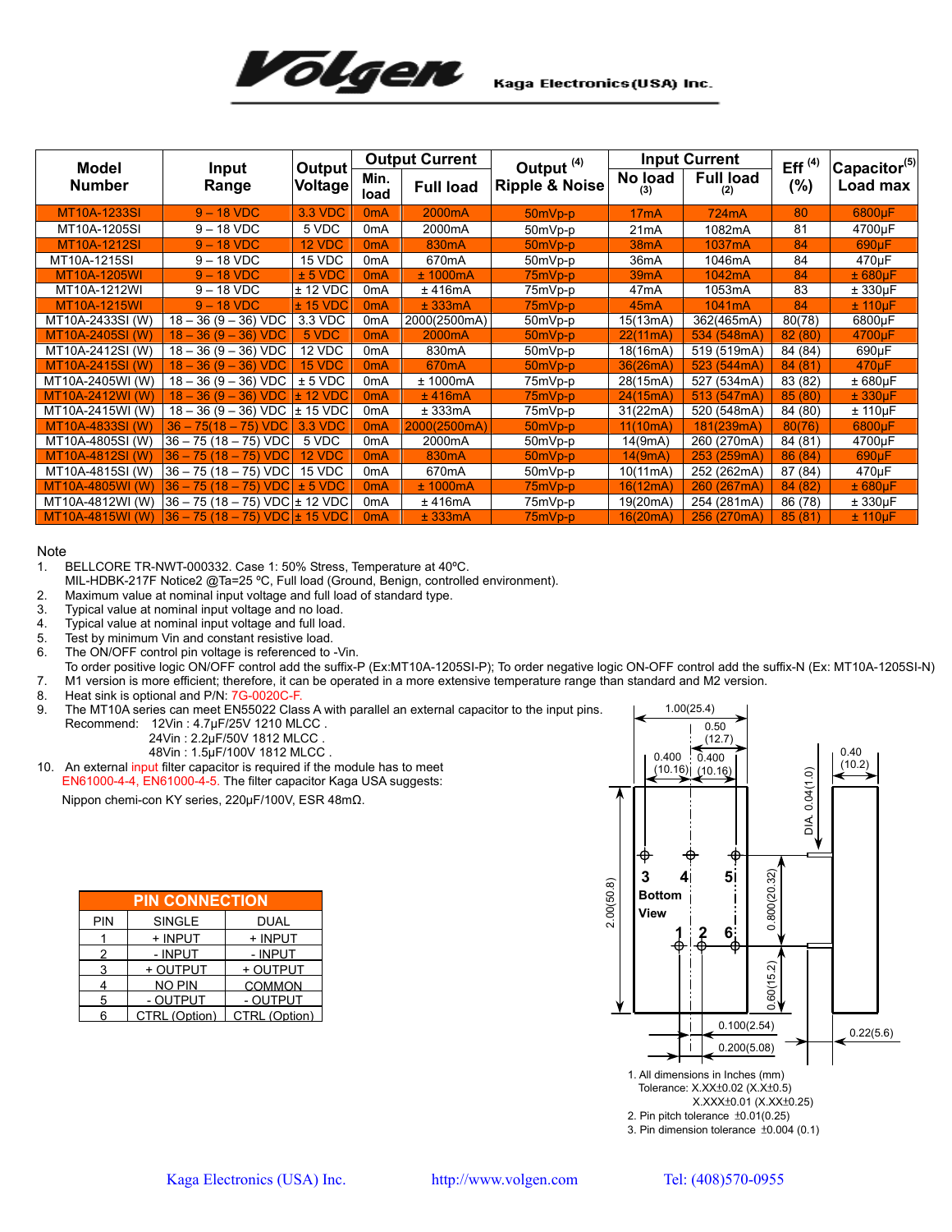**Volgen** Kaga Electronics (USA) Inc.

| Model Number | Input Range | Output Voltage | Output Current | | Output [4] Ripple & Noise | Input Current | | Eff [4] (%) | Capacitor[5] Load max |
|---|---|---|---|---|---|---|---|---|---|
| | | | Min. load | Full load | | No load [3] | Full load [2] | | |
| MT10A-1233SI | 9 – 18 VDC | 3.3 VDC | 0mA | 2000mA | 50mVp-p | 17mA | 724mA | 80 | 6800µF |
| MT10A-1205SI | 9 – 18 VDC | 5 VDC | 0mA | 2000mA | 50mVp-p | 21mA | 1082mA | 81 | 4700µF |
| MT10A-1212SI | 9 – 18 VDC | 12 VDC | 0mA | 830mA | 50mVp-p | 38mA | 1037mA | 84 | 690µF |
| MT10A-1215SI | 9 – 18 VDC | 15 VDC | 0mA | 670mA | 50mVp-p | 36mA | 1046mA | 84 | 470µF |
| MT10A-1205WI | 9 – 18 VDC | ± 5 VDC | 0mA | ± 1000mA | 75mVp-p | 39mA | 1042mA | 84 | ± 680µF |
| MT10A-1212WI | 9 – 18 VDC | ± 12 VDC | 0mA | ± 416mA | 75mVp-p | 47mA | 1053mA | 83 | ± 330µF |
| MT10A-1215WI | 9 – 18 VDC | ± 15 VDC | 0mA | ± 333mA | 75mVp-p | 45mA | 1041mA | 84 | ± 110µF |
| MT10A-2433SI (W) | 18 – 36 (9 – 36) VDC | 3.3 VDC | 0mA | 2000(2500mA) | 50mVp-p | 15(13mA) | 362(465mA) | 80(78) | 6800µF |
| MT10A-2405SI (W) | 18 – 36 (9 – 36) VDC | 5 VDC | 0mA | 2000mA | 50mVp-p | 22(11mA) | 534 (548mA) | 82 (80) | 4700µF |
| MT10A-2412SI (W) | 18 – 36 (9 – 36) VDC | 12 VDC | 0mA | 830mA | 50mVp-p | 18(16mA) | 519 (519mA) | 84 (84) | 690µF |
| MT10A-2415SI (W) | 18 – 36 (9 – 36) VDC | 15 VDC | 0mA | 670mA | 50mVp-p | 36(26mA) | 523 (544mA) | 84 (81) | 470µF |
| MT10A-2405WI (W) | 18 – 36 (9 – 36) VDC | ± 5 VDC | 0mA | ± 1000mA | 75mVp-p | 28(15mA) | 527 (534mA) | 83 (82) | ± 680µF |
| MT10A-2412WI (W) | 18 – 36 (9 – 36) VDC | ± 12 VDC | 0mA | ± 416mA | 75mVp-p | 24(15mA) | 513 (547mA) | 85 (80) | ± 330µF |
| MT10A-2415WI (W) | 18 – 36 (9 – 36) VDC | ± 15 VDC | 0mA | ± 333mA | 75mVp-p | 31(22mA) | 520 (548mA) | 84 (80) | ± 110µF |
| MT10A-4833SI (W) | 36 – 75(18 – 75) VDC | 3.3 VDC | 0mA | 2000(2500mA) | 50mVp-p | 11(10mA) | 181(239mA) | 80(76) | 6800µF |
| MT10A-4805SI (W) | 36 – 75 (18 – 75) VDC | 5 VDC | 0mA | 2000mA | 50mVp-p | 14(9mA) | 260 (270mA) | 84 (81) | 4700µF |
| MT10A-4812SI (W) | 36 – 75 (18 – 75) VDC | 12 VDC | 0mA | 830mA | 50mVp-p | 14(9mA) | 253 (259mA) | 86 (84) | 690µF |
| MT10A-4815SI (W) | 36 – 75 (18 – 75) VDC | 15 VDC | 0mA | 670mA | 50mVp-p | 10(11mA) | 252 (262mA) | 87 (84) | 470µF |
| MT10A-4805WI (W) | 36 – 75 (18 – 75) VDC | ± 5 VDC | 0mA | ± 1000mA | 75mVp-p | 16(12mA) | 260 (267mA) | 84 (82) | ± 680µF |
| MT10A-4812WI (W) | 36 – 75 (18 – 75) VDC | ± 12 VDC | 0mA | ± 416mA | 75mVp-p | 19(20mA) | 254 (281mA) | 86 (78) | ± 330µF |
| MT10A-4815WI (W) | 36 – 75 (18 – 75) VDC | ± 15 VDC | 0mA | ± 333mA | 75mVp-p | 16(20mA) | 256 (270mA) | 85 (81) | ± 110µF |

Note

1. BELLCORE TR-NWT-000332. Case 1: 50% Stress, Temperature at 40ºC.
   MIL-HDBK-217F Notice2 @Ta=25 ºC, Full load (Ground, Benign, controlled environment).
2. Maximum value at nominal input voltage and full load of standard type.
3. Typical value at nominal input voltage and no load.
4. Typical value at nominal input voltage and full load.
5. Test by minimum Vin and constant resistive load.
6. The ON/OFF control pin voltage is referenced to -Vin.
   To order positive logic ON/OFF control add the suffix-P (Ex:MT10A-1205SI-P); To order negative logic ON-OFF control add the suffix-N (Ex: MT10A-1205SI-N)
7. M1 version is more efficient; therefore, it can be operated in a more extensive temperature range than standard and M2 version.
8. Heat sink is optional and P/N: 7G-0020C-F.
9. The MT10A series can meet EN55022 Class A with parallel an external capacitor to the input pins.
   Recommend: 12Vin : 4.7µF/25V 1210 MLCC .
   24Vin : 2.2µF/50V 1812 MLCC .
   48Vin : 1.5µF/100V 1812 MLCC .
10. An external input filter capacitor is required if the module has to meet EN61000-4-4, EN61000-4-5. The filter capacitor Kaga USA suggests:
    Nippon chemi-con KY series, 220µF/100V, ESR 48mΩ.

| PIN CONNECTION | | |
|---|---|---|
| PIN | SINGLE | DUAL |
| 1 | + INPUT | + INPUT |
| 2 | - INPUT | - INPUT |
| 3 | + OUTPUT | + OUTPUT |
| 4 | NO PIN | COMMON |
| 5 | - OUTPUT | - OUTPUT |
| 6 | CTRL (Option) | CTRL (Option) |

1.00(25.4)
0.50 (12.7)
0.400 (10.16)
0.400 (10.16)
0.40 (10.2)
DIA. 0.04(1.0)
3 4 5
Bottom View
1 2 6
2.00(50.8)
0.800(20.32)
0.60(15.2)
0.100(2.54)
0.200(5.08)
0.22(5.6)

1. All dimensions in Inches (mm)
   Tolerance: X.XX±0.02 (X.X±0.5)
   X.XXX±0.01 (X.XX±0.25)
2. Pin pitch tolerance ±0.01(0.25)
3. Pin dimension tolerance ±0.004 (0.1)

Kaga Electronics (USA) Inc. http://www.volgen.com Tel: (408)570-0955